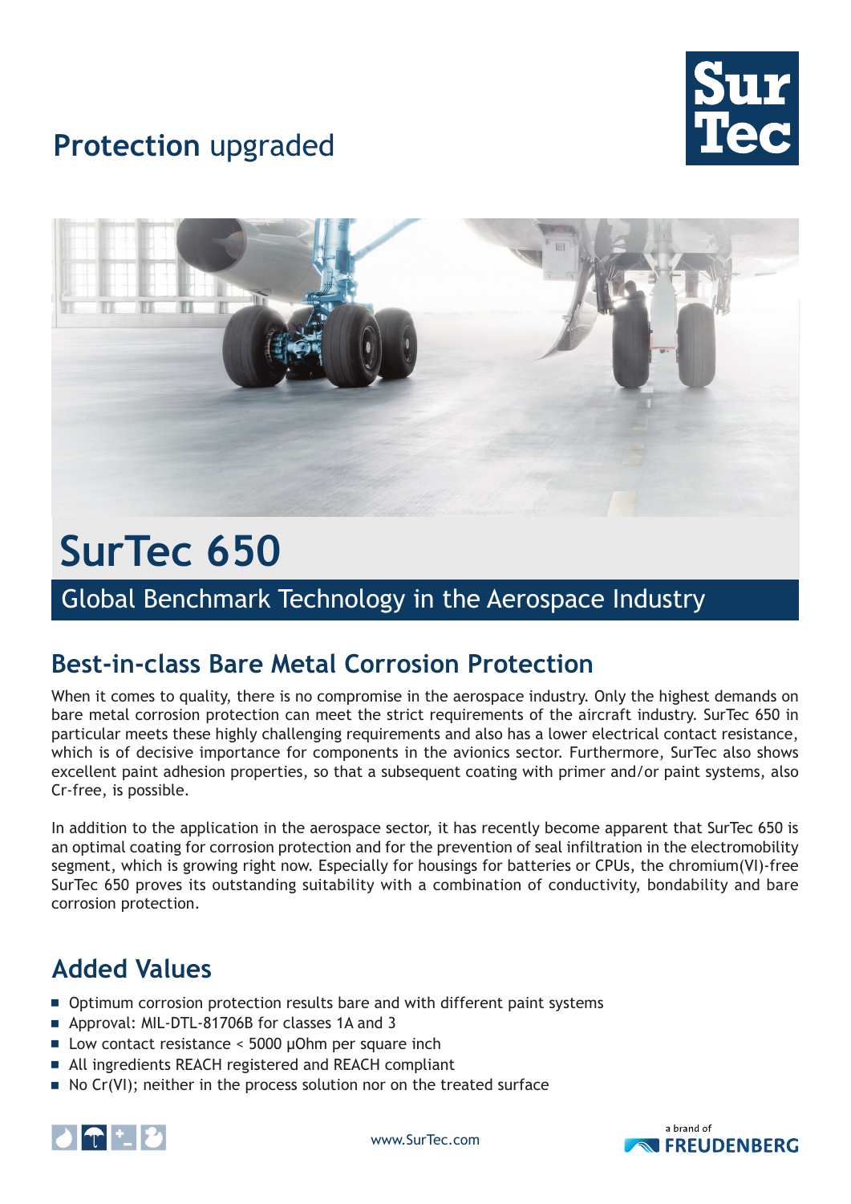**Protection** upgraded

# SurTec 650

## Global Benchmark Technology in the Aerospace Industry

## Best-in-class Bare Metal Corrosion Protection

When it comes to quality, there is no compromise in the aerospace industry. Only the highest demands on bare metal corrosion protection can meet the strict requirements of the aircraft industry. SurTec 650 in particular meets these highly challenging requirements and also has a lower electrical contact resistance, which is of decisive importance for components in the avionics sector. Furthermore, SurTec also shows excellent paint adhesion properties, so that a subsequent coating with primer and/or paint systems, also Cr-free, is possible.

In addition to the application in the aerospace sector, it has recently become apparent that SurTec 650 is an optimal coating for corrosion protection and for the prevention of seal infiltration in the electromobility segment, which is growing right now. Especially for housings for batteries or CPUs, the chromium(VI)-free SurTec 650 proves its outstanding suitability with a combination of conductivity, bondability and bare corrosion protection.

## Added Values

- Optimum corrosion protection results bare and with different paint systems
- Approval: MIL-DTL-81706B for classes 1A and 3
- Low contact resistance < 5000 µOhm per square inch
- All ingredients REACH registered and REACH compliant
- No Cr(VI); neither in the process solution nor on the treated surface

www.SurTec.com

a brand of FREUDENBERG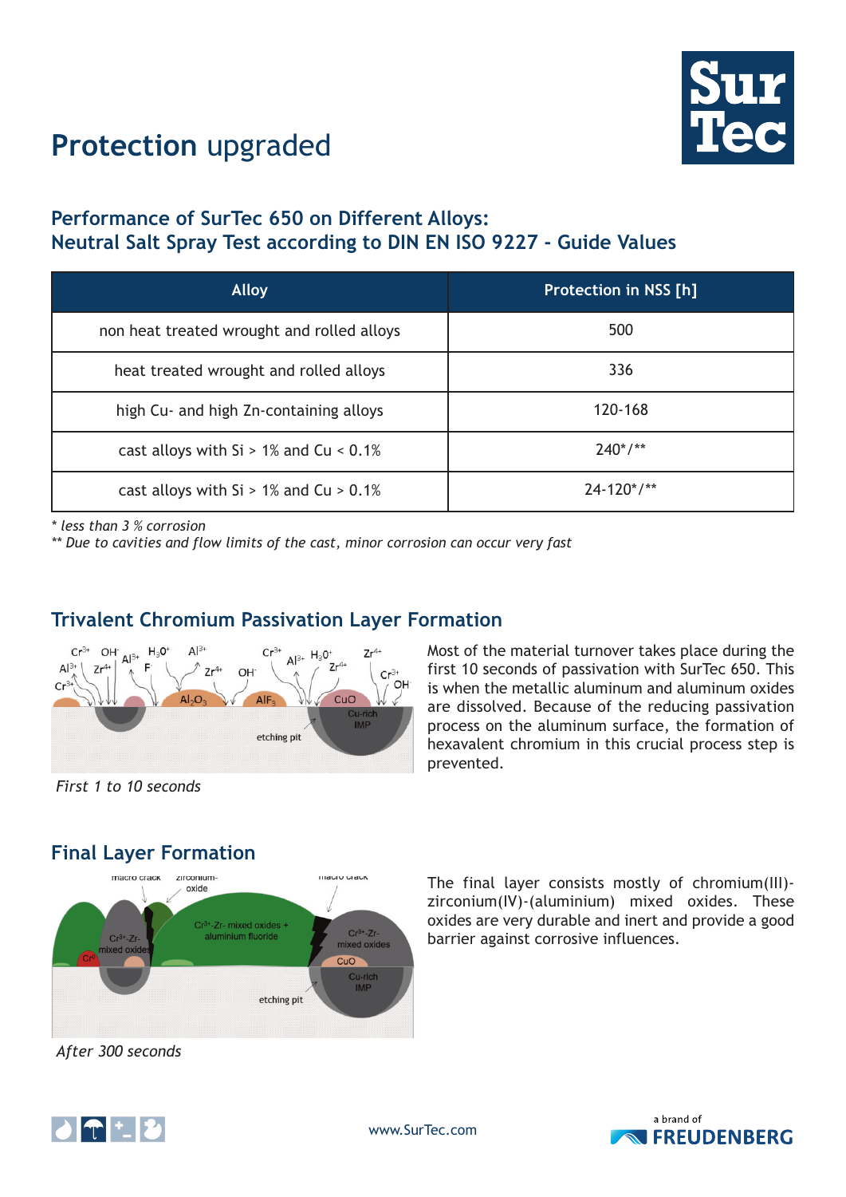# **Protection** upgraded

## Performance of SurTec 650 on Different Alloys: Neutral Salt Spray Test according to DIN EN ISO 9227 - Guide Values

| Alloy | Protection in NSS [h] |
| --- | --- |
| non heat treated wrought and rolled alloys | 500 |
| heat treated wrought and rolled alloys | 336 |
| high Cu- and high Zn-containing alloys | 120-168 |
| cast alloys with Si > 1% and Cu < 0.1% | 240*/** |
| cast alloys with Si > 1% and Cu > 0.1% | 24-120*/** |

*\* less than 3 % corrosion*
*\*\* Due to cavities and flow limits of the cast, minor corrosion can occur very fast*

## Trivalent Chromium Passivation Layer Formation

*First 1 to 10 seconds*

Most of the material turnover takes place during the first 10 seconds of passivation with SurTec 650. This is when the metallic aluminum and aluminum oxides are dissolved. Because of the reducing passivation process on the aluminum surface, the formation of hexavalent chromium in this crucial process step is prevented.

## Final Layer Formation

*After 300 seconds*

The final layer consists mostly of chromium(III)-zirconium(IV)-(aluminium) mixed oxides. These oxides are very durable and inert and provide a good barrier against corrosive influences.

www.SurTec.com